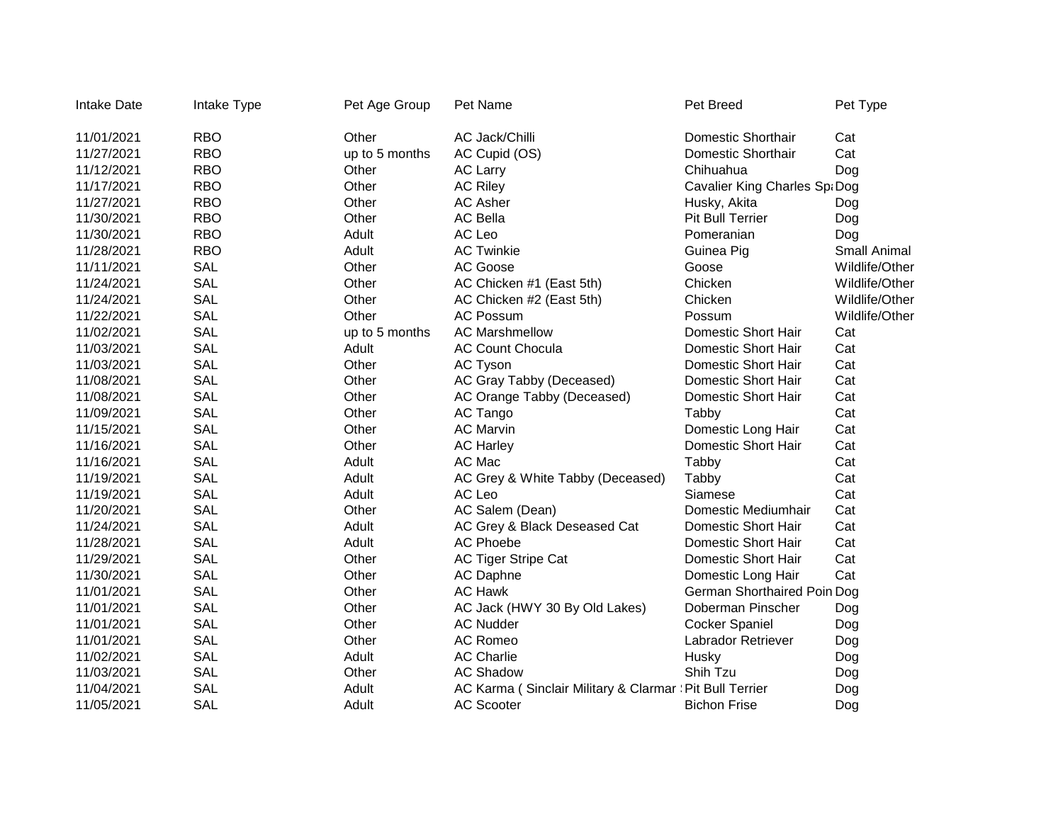| Intake Date | Intake Type | Pet Age Group | Pet Name | Pet Breed | Pet Type |
|---|---|---|---|---|---|
| 11/01/2021 | RBO | Other | AC Jack/Chilli | Domestic Shorthair | Cat |
| 11/27/2021 | RBO | up to 5 months | AC Cupid (OS) | Domestic Shorthair | Cat |
| 11/12/2021 | RBO | Other | AC Larry | Chihuahua | Dog |
| 11/17/2021 | RBO | Other | AC Riley | Cavalier King Charles Sp | Dog |
| 11/27/2021 | RBO | Other | AC Asher | Husky, Akita | Dog |
| 11/30/2021 | RBO | Other | AC Bella | Pit Bull Terrier | Dog |
| 11/30/2021 | RBO | Adult | AC Leo | Pomeranian | Dog |
| 11/28/2021 | RBO | Adult | AC Twinkie | Guinea Pig | Small Animal |
| 11/11/2021 | SAL | Other | AC Goose | Goose | Wildlife/Other |
| 11/24/2021 | SAL | Other | AC Chicken #1 (East 5th) | Chicken | Wildlife/Other |
| 11/24/2021 | SAL | Other | AC Chicken #2 (East 5th) | Chicken | Wildlife/Other |
| 11/22/2021 | SAL | Other | AC Possum | Possum | Wildlife/Other |
| 11/02/2021 | SAL | up to 5 months | AC Marshmellow | Domestic Short Hair | Cat |
| 11/03/2021 | SAL | Adult | AC Count Chocula | Domestic Short Hair | Cat |
| 11/03/2021 | SAL | Other | AC Tyson | Domestic Short Hair | Cat |
| 11/08/2021 | SAL | Other | AC Gray Tabby (Deceased) | Domestic Short Hair | Cat |
| 11/08/2021 | SAL | Other | AC Orange Tabby (Deceased) | Domestic Short Hair | Cat |
| 11/09/2021 | SAL | Other | AC Tango | Tabby | Cat |
| 11/15/2021 | SAL | Other | AC Marvin | Domestic Long Hair | Cat |
| 11/16/2021 | SAL | Other | AC Harley | Domestic Short Hair | Cat |
| 11/16/2021 | SAL | Adult | AC Mac | Tabby | Cat |
| 11/19/2021 | SAL | Adult | AC Grey & White Tabby (Deceased) | Tabby | Cat |
| 11/19/2021 | SAL | Adult | AC Leo | Siamese | Cat |
| 11/20/2021 | SAL | Other | AC Salem (Dean) | Domestic Mediumhair | Cat |
| 11/24/2021 | SAL | Adult | AC Grey & Black Deseased Cat | Domestic Short Hair | Cat |
| 11/28/2021 | SAL | Adult | AC Phoebe | Domestic Short Hair | Cat |
| 11/29/2021 | SAL | Other | AC Tiger Stripe Cat | Domestic Short Hair | Cat |
| 11/30/2021 | SAL | Other | AC Daphne | Domestic Long Hair | Cat |
| 11/01/2021 | SAL | Other | AC Hawk | German Shorthaired Poin | Dog |
| 11/01/2021 | SAL | Other | AC Jack (HWY 30 By Old Lakes) | Doberman Pinscher | Dog |
| 11/01/2021 | SAL | Other | AC Nudder | Cocker Spaniel | Dog |
| 11/01/2021 | SAL | Other | AC Romeo | Labrador Retriever | Dog |
| 11/02/2021 | SAL | Adult | AC Charlie | Husky | Dog |
| 11/03/2021 | SAL | Other | AC Shadow | Shih Tzu | Dog |
| 11/04/2021 | SAL | Adult | AC Karma ( Sinclair Military & Clarmar | Pit Bull Terrier | Dog |
| 11/05/2021 | SAL | Adult | AC Scooter | Bichon Frise | Dog |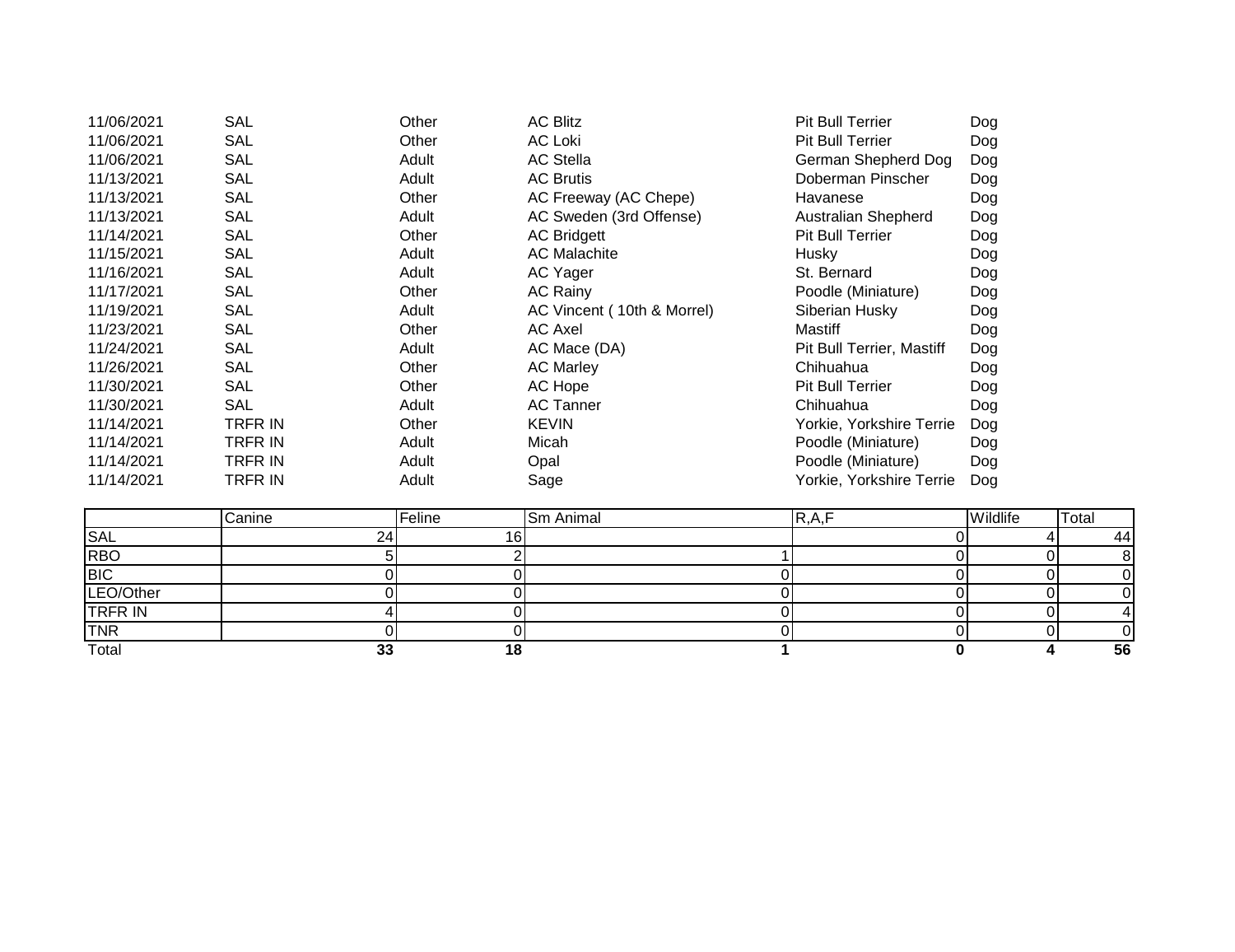| | | | | | |
|---|---|---|---|---|---|
| 11/06/2021 | SAL | Other | AC Blitz | Pit Bull Terrier | Dog |
| 11/06/2021 | SAL | Other | AC Loki | Pit Bull Terrier | Dog |
| 11/06/2021 | SAL | Adult | AC Stella | German Shepherd Dog | Dog |
| 11/13/2021 | SAL | Adult | AC Brutis | Doberman Pinscher | Dog |
| 11/13/2021 | SAL | Other | AC Freeway (AC Chepe) | Havanese | Dog |
| 11/13/2021 | SAL | Adult | AC Sweden (3rd Offense) | Australian Shepherd | Dog |
| 11/14/2021 | SAL | Other | AC Bridgett | Pit Bull Terrier | Dog |
| 11/15/2021 | SAL | Adult | AC Malachite | Husky | Dog |
| 11/16/2021 | SAL | Adult | AC Yager | St. Bernard | Dog |
| 11/17/2021 | SAL | Other | AC Rainy | Poodle (Miniature) | Dog |
| 11/19/2021 | SAL | Adult | AC Vincent ( 10th & Morrel) | Siberian Husky | Dog |
| 11/23/2021 | SAL | Other | AC Axel | Mastiff | Dog |
| 11/24/2021 | SAL | Adult | AC Mace (DA) | Pit Bull Terrier, Mastiff | Dog |
| 11/26/2021 | SAL | Other | AC Marley | Chihuahua | Dog |
| 11/30/2021 | SAL | Other | AC Hope | Pit Bull Terrier | Dog |
| 11/30/2021 | SAL | Adult | AC Tanner | Chihuahua | Dog |
| 11/14/2021 | TRFR IN | Other | KEVIN | Yorkie, Yorkshire Terrie | Dog |
| 11/14/2021 | TRFR IN | Adult | Micah | Poodle (Miniature) | Dog |
| 11/14/2021 | TRFR IN | Adult | Opal | Poodle (Miniature) | Dog |
| 11/14/2021 | TRFR IN | Adult | Sage | Yorkie, Yorkshire Terrie | Dog |

| | Canine | Feline | Sm Animal | R,A,F | Wildlife | Total |
|---|---|---|---|---|---|---|
| SAL | 24 | 16 | | 0 | 4 | 44 |
| RBO | 5 | 2 | 1 | 0 | 0 | 8 |
| BIC | 0 | 0 | 0 | 0 | 0 | 0 |
| LEO/Other | 0 | 0 | 0 | 0 | 0 | 0 |
| TRFR IN | 4 | 0 | 0 | 0 | 0 | 4 |
| TNR | 0 | 0 | 0 | 0 | 0 | 0 |
| Total | **33** | **18** | **1** | **0** | **4** | **56** |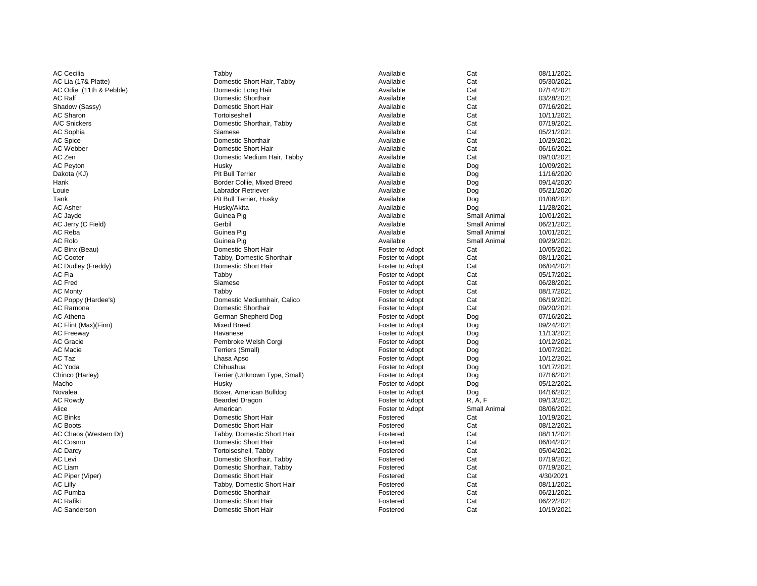| | | | | |
|---|---|---|---|---|
| AC Cecilia | Tabby | Available | Cat | 08/11/2021 |
| AC Lia (17& Platte) | Domestic Short Hair, Tabby | Available | Cat | 05/30/2021 |
| AC Odie (11th & Pebble) | Domestic Long Hair | Available | Cat | 07/14/2021 |
| AC Ralf | Domestic Shorthair | Available | Cat | 03/28/2021 |
| Shadow (Sassy) | Domestic Short Hair | Available | Cat | 07/16/2021 |
| AC Sharon | Tortoiseshell | Available | Cat | 10/11/2021 |
| A/C Snickers | Domestic Shorthair, Tabby | Available | Cat | 07/19/2021 |
| AC Sophia | Siamese | Available | Cat | 05/21/2021 |
| AC Spice | Domestic Shorthair | Available | Cat | 10/29/2021 |
| AC Webber | Domestic Short Hair | Available | Cat | 06/16/2021 |
| AC Zen | Domestic Medium Hair, Tabby | Available | Cat | 09/10/2021 |
| AC Peyton | Husky | Available | Dog | 10/09/2021 |
| Dakota (KJ) | Pit Bull Terrier | Available | Dog | 11/16/2020 |
| Hank | Border Collie, Mixed Breed | Available | Dog | 09/14/2020 |
| Louie | Labrador Retriever | Available | Dog | 05/21/2020 |
| Tank | Pit Bull Terrier, Husky | Available | Dog | 01/08/2021 |
| AC Asher | Husky/Akita | Available | Dog | 11/28/2021 |
| AC Jayde | Guinea Pig | Available | Small Animal | 10/01/2021 |
| AC Jerry (C Field) | Gerbil | Available | Small Animal | 06/21/2021 |
| AC Reba | Guinea Pig | Available | Small Animal | 10/01/2021 |
| AC Rolo | Guinea Pig | Available | Small Animal | 09/29/2021 |
| AC Binx (Beau) | Domestic Short Hair | Foster to Adopt | Cat | 10/05/2021 |
| AC Cooter | Tabby, Domestic Shorthair | Foster to Adopt | Cat | 08/11/2021 |
| AC Dudley (Freddy) | Domestic Short Hair | Foster to Adopt | Cat | 06/04/2021 |
| AC Fia | Tabby | Foster to Adopt | Cat | 05/17/2021 |
| AC Fred | Siamese | Foster to Adopt | Cat | 06/28/2021 |
| AC Monty | Tabby | Foster to Adopt | Cat | 08/17/2021 |
| AC Poppy (Hardee's) | Domestic Mediumhair, Calico | Foster to Adopt | Cat | 06/19/2021 |
| AC Ramona | Domestic Shorthair | Foster to Adopt | Cat | 09/20/2021 |
| AC Athena | German Shepherd Dog | Foster to Adopt | Dog | 07/16/2021 |
| AC Flint (Max)(Finn) | Mixed Breed | Foster to Adopt | Dog | 09/24/2021 |
| AC Freeway | Havanese | Foster to Adopt | Dog | 11/13/2021 |
| AC Gracie | Pembroke Welsh Corgi | Foster to Adopt | Dog | 10/12/2021 |
| AC Macie | Terriers (Small) | Foster to Adopt | Dog | 10/07/2021 |
| AC Taz | Lhasa Apso | Foster to Adopt | Dog | 10/12/2021 |
| AC Yoda | Chihuahua | Foster to Adopt | Dog | 10/17/2021 |
| Chinco (Harley) | Terrier (Unknown Type, Small) | Foster to Adopt | Dog | 07/16/2021 |
| Macho | Husky | Foster to Adopt | Dog | 05/12/2021 |
| Novalea | Boxer, American Bulldog | Foster to Adopt | Dog | 04/16/2021 |
| AC Rowdy | Bearded Dragon | Foster to Adopt | R, A, F | 09/13/2021 |
| Alice | American | Foster to Adopt | Small Animal | 08/06/2021 |
| AC Binks | Domestic Short Hair | Fostered | Cat | 10/19/2021 |
| AC Boots | Domestic Short Hair | Fostered | Cat | 08/12/2021 |
| AC Chaos (Western Dr) | Tabby, Domestic Short Hair | Fostered | Cat | 08/11/2021 |
| AC Cosmo | Domestic Short Hair | Fostered | Cat | 06/04/2021 |
| AC Darcy | Tortoiseshell, Tabby | Fostered | Cat | 05/04/2021 |
| AC Levi | Domestic Shorthair, Tabby | Fostered | Cat | 07/19/2021 |
| AC Liam | Domestic Shorthair, Tabby | Fostered | Cat | 07/19/2021 |
| AC Piper (Viper) | Domestic Short Hair | Fostered | Cat | 4/30/2021 |
| AC Lilly | Tabby, Domestic Short Hair | Fostered | Cat | 08/11/2021 |
| AC Pumba | Domestic Shorthair | Fostered | Cat | 06/21/2021 |
| AC Rafiki | Domestic Short Hair | Fostered | Cat | 06/22/2021 |
| AC Sanderson | Domestic Short Hair | Fostered | Cat | 10/19/2021 |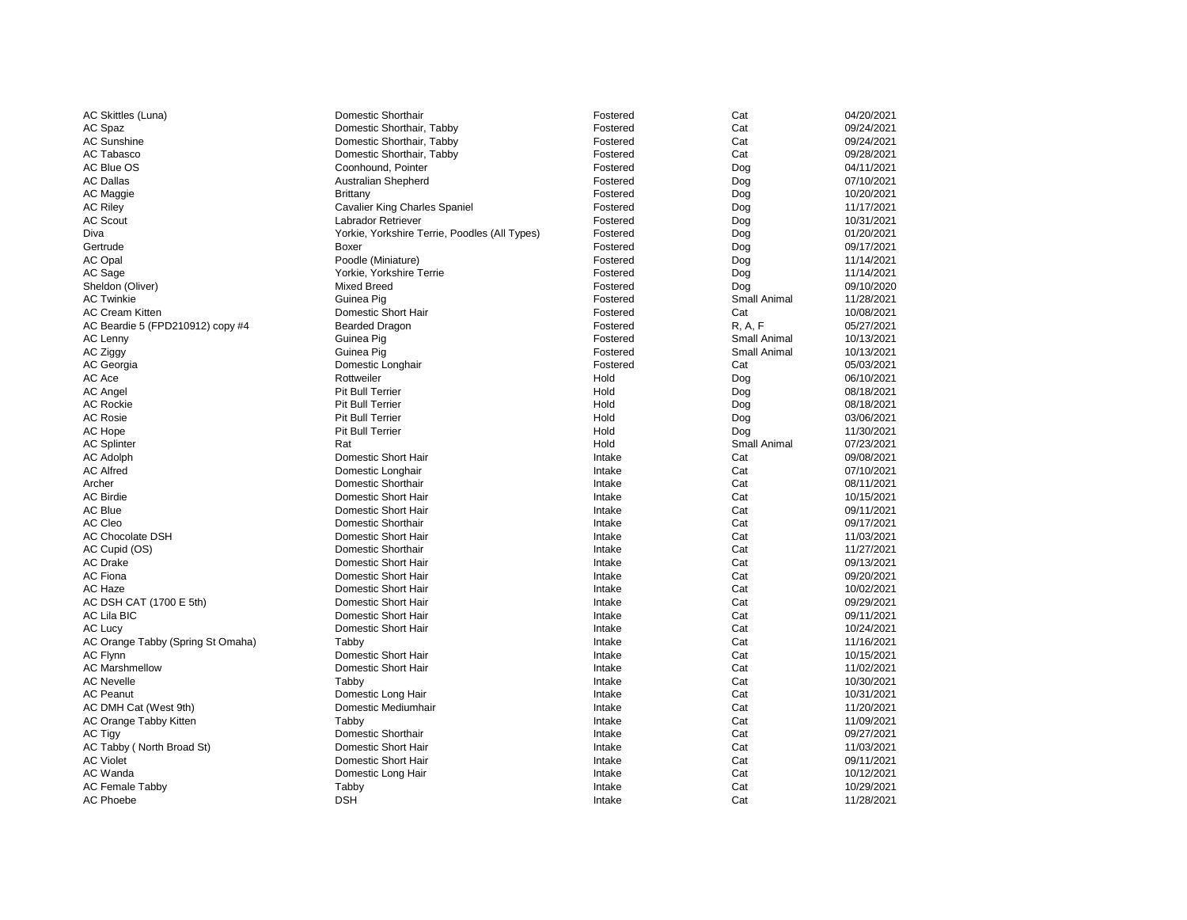| | | | | |
|---|---|---|---|---|
| AC Skittles (Luna) | Domestic Shorthair | Fostered | Cat | 04/20/2021 |
| AC Spaz | Domestic Shorthair, Tabby | Fostered | Cat | 09/24/2021 |
| AC Sunshine | Domestic Shorthair, Tabby | Fostered | Cat | 09/24/2021 |
| AC Tabasco | Domestic Shorthair, Tabby | Fostered | Cat | 09/28/2021 |
| AC Blue OS | Coonhound, Pointer | Fostered | Dog | 04/11/2021 |
| AC Dallas | Australian Shepherd | Fostered | Dog | 07/10/2021 |
| AC Maggie | Brittany | Fostered | Dog | 10/20/2021 |
| AC Riley | Cavalier King Charles Spaniel | Fostered | Dog | 11/17/2021 |
| AC Scout | Labrador Retriever | Fostered | Dog | 10/31/2021 |
| Diva | Yorkie, Yorkshire Terrie, Poodles (All Types) | Fostered | Dog | 01/20/2021 |
| Gertrude | Boxer | Fostered | Dog | 09/17/2021 |
| AC Opal | Poodle (Miniature) | Fostered | Dog | 11/14/2021 |
| AC Sage | Yorkie, Yorkshire Terrie | Fostered | Dog | 11/14/2021 |
| Sheldon (Oliver) | Mixed Breed | Fostered | Dog | 09/10/2020 |
| AC Twinkie | Guinea Pig | Fostered | Small Animal | 11/28/2021 |
| AC Cream Kitten | Domestic Short Hair | Fostered | Cat | 10/08/2021 |
| AC Beardie 5 (FPD210912) copy #4 | Bearded Dragon | Fostered | R, A, F | 05/27/2021 |
| AC Lenny | Guinea Pig | Fostered | Small Animal | 10/13/2021 |
| AC Ziggy | Guinea Pig | Fostered | Small Animal | 10/13/2021 |
| AC Georgia | Domestic Longhair | Fostered | Cat | 05/03/2021 |
| AC Ace | Rottweiler | Hold | Dog | 06/10/2021 |
| AC Angel | Pit Bull Terrier | Hold | Dog | 08/18/2021 |
| AC Rockie | Pit Bull Terrier | Hold | Dog | 08/18/2021 |
| AC Rosie | Pit Bull Terrier | Hold | Dog | 03/06/2021 |
| AC Hope | Pit Bull Terrier | Hold | Dog | 11/30/2021 |
| AC Splinter | Rat | Hold | Small Animal | 07/23/2021 |
| AC Adolph | Domestic Short Hair | Intake | Cat | 09/08/2021 |
| AC Alfred | Domestic Longhair | Intake | Cat | 07/10/2021 |
| Archer | Domestic Shorthair | Intake | Cat | 08/11/2021 |
| AC Birdie | Domestic Short Hair | Intake | Cat | 10/15/2021 |
| AC Blue | Domestic Short Hair | Intake | Cat | 09/11/2021 |
| AC Cleo | Domestic Shorthair | Intake | Cat | 09/17/2021 |
| AC Chocolate DSH | Domestic Short Hair | Intake | Cat | 11/03/2021 |
| AC Cupid (OS) | Domestic Shorthair | Intake | Cat | 11/27/2021 |
| AC Drake | Domestic Short Hair | Intake | Cat | 09/13/2021 |
| AC Fiona | Domestic Short Hair | Intake | Cat | 09/20/2021 |
| AC Haze | Domestic Short Hair | Intake | Cat | 10/02/2021 |
| AC DSH CAT (1700 E 5th) | Domestic Short Hair | Intake | Cat | 09/29/2021 |
| AC Lila BIC | Domestic Short Hair | Intake | Cat | 09/11/2021 |
| AC Lucy | Domestic Short Hair | Intake | Cat | 10/24/2021 |
| AC Orange Tabby (Spring St Omaha) | Tabby | Intake | Cat | 11/16/2021 |
| AC Flynn | Domestic Short Hair | Intake | Cat | 10/15/2021 |
| AC Marshmellow | Domestic Short Hair | Intake | Cat | 11/02/2021 |
| AC Nevelle | Tabby | Intake | Cat | 10/30/2021 |
| AC Peanut | Domestic Long Hair | Intake | Cat | 10/31/2021 |
| AC DMH Cat (West 9th) | Domestic Mediumhair | Intake | Cat | 11/20/2021 |
| AC Orange Tabby Kitten | Tabby | Intake | Cat | 11/09/2021 |
| AC Tigy | Domestic Shorthair | Intake | Cat | 09/27/2021 |
| AC Tabby ( North Broad St) | Domestic Short Hair | Intake | Cat | 11/03/2021 |
| AC Violet | Domestic Short Hair | Intake | Cat | 09/11/2021 |
| AC Wanda | Domestic Long Hair | Intake | Cat | 10/12/2021 |
| AC Female Tabby | Tabby | Intake | Cat | 10/29/2021 |
| AC Phoebe | DSH | Intake | Cat | 11/28/2021 |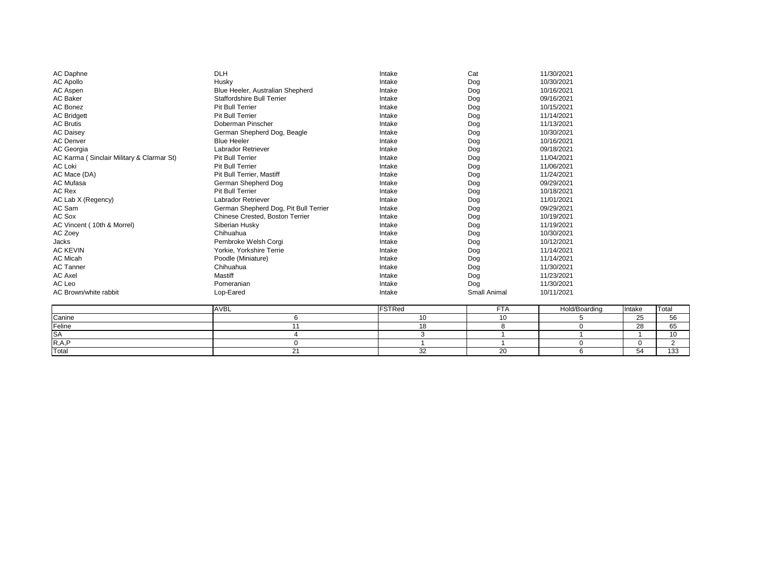| | | | | |
|---|---|---|---|---|
| AC Daphne | DLH | Intake | Cat | 11/30/2021 |
| AC Apollo | Husky | Intake | Dog | 10/30/2021 |
| AC Aspen | Blue Heeler, Australian Shepherd | Intake | Dog | 10/16/2021 |
| AC Baker | Staffordshire Bull Terrier | Intake | Dog | 09/16/2021 |
| AC Bonez | Pit Bull Terrier | Intake | Dog | 10/15/2021 |
| AC Bridgett | Pit Bull Terrier | Intake | Dog | 11/14/2021 |
| AC Brutis | Doberman Pinscher | Intake | Dog | 11/13/2021 |
| AC Daisey | German Shepherd Dog, Beagle | Intake | Dog | 10/30/2021 |
| AC Denver | Blue Heeler | Intake | Dog | 10/16/2021 |
| AC Georgia | Labrador Retriever | Intake | Dog | 09/18/2021 |
| AC Karma ( Sinclair Military & Clarmar St) | Pit Bull Terrier | Intake | Dog | 11/04/2021 |
| AC Loki | Pit Bull Terrier | Intake | Dog | 11/06/2021 |
| AC Mace (DA) | Pit Bull Terrier, Mastiff | Intake | Dog | 11/24/2021 |
| AC Mufasa | German Shepherd Dog | Intake | Dog | 09/29/2021 |
| AC Rex | Pit Bull Terrier | Intake | Dog | 10/18/2021 |
| AC Lab X (Regency) | Labrador Retriever | Intake | Dog | 11/01/2021 |
| AC Sam | German Shepherd Dog, Pit Bull Terrier | Intake | Dog | 09/29/2021 |
| AC Sox | Chinese Crested, Boston Terrier | Intake | Dog | 10/19/2021 |
| AC Vincent ( 10th & Morrel) | Siberian Husky | Intake | Dog | 11/19/2021 |
| AC Zoey | Chihuahua | Intake | Dog | 10/30/2021 |
| Jacks | Pembroke Welsh Corgi | Intake | Dog | 10/12/2021 |
| AC KEVIN | Yorkie, Yorkshire Terrie | Intake | Dog | 11/14/2021 |
| AC Micah | Poodle (Miniature) | Intake | Dog | 11/14/2021 |
| AC Tanner | Chihuahua | Intake | Dog | 11/30/2021 |
| AC Axel | Mastiff | Intake | Dog | 11/23/2021 |
| AC Leo | Pomeranian | Intake | Dog | 11/30/2021 |
| AC Brown/white rabbit | Lop-Eared | Intake | Small Animal | 10/11/2021 |

| | AVBL | FSTRed | FTA | Hold/Boarding | Intake | Total |
|---|---|---|---|---|---|---|
| Canine | 6 | 10 | 10 | 5 | 25 | 56 |
| Feline | 11 | 18 | 8 | 0 | 28 | 65 |
| SA | 4 | 3 | 1 | 1 | 1 | 10 |
| R,A,P | 0 | 1 | 1 | 0 | 0 | 2 |
| Total | 21 | 32 | 20 | 6 | 54 | 133 |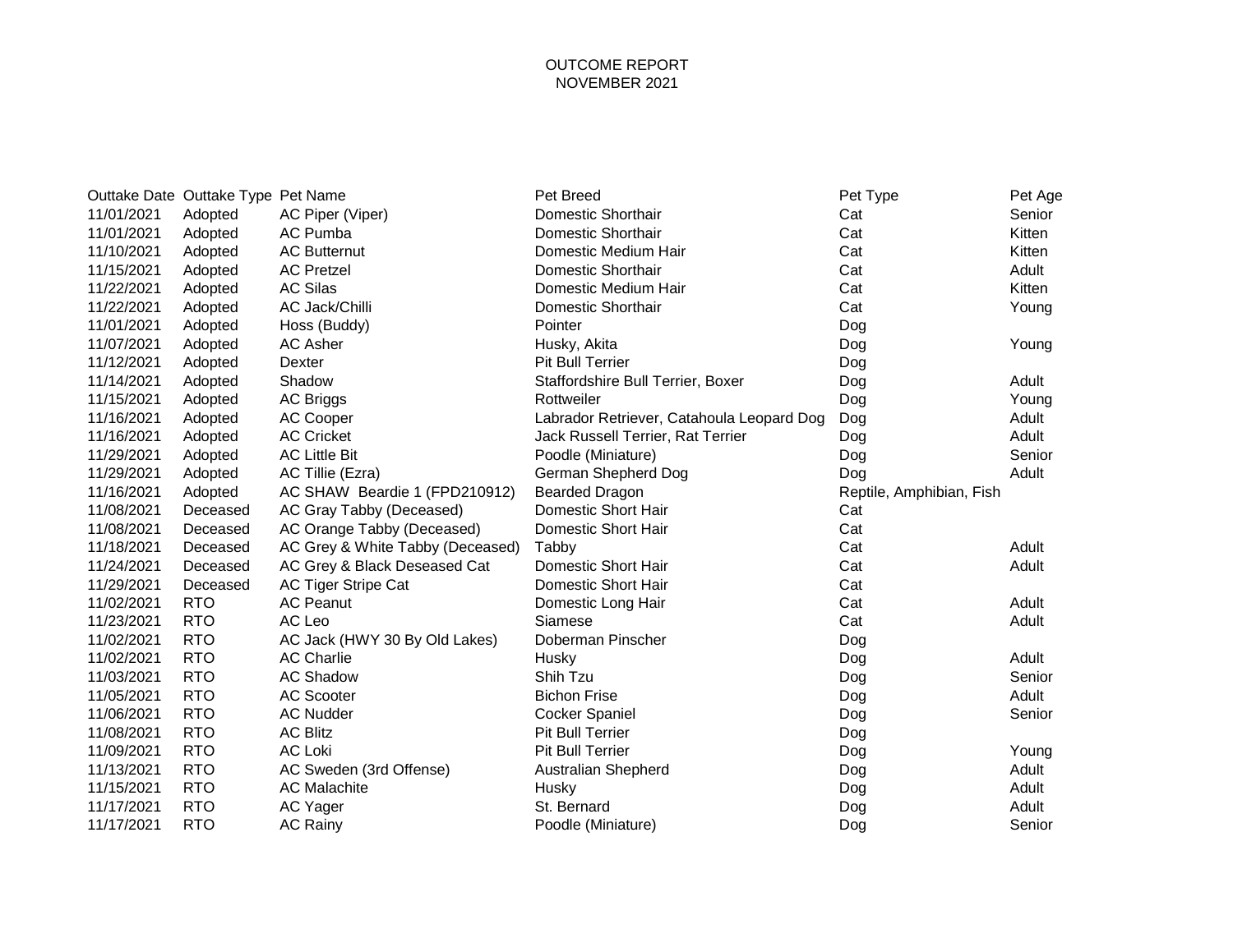OUTCOME REPORT
NOVEMBER 2021

| Outtake Date | Outtake Type | Pet Name | Pet Breed | Pet Type | Pet Age |
|---|---|---|---|---|---|
| 11/01/2021 | Adopted | AC Piper (Viper) | Domestic Shorthair | Cat | Senior |
| 11/01/2021 | Adopted | AC Pumba | Domestic Shorthair | Cat | Kitten |
| 11/10/2021 | Adopted | AC Butternut | Domestic Medium Hair | Cat | Kitten |
| 11/15/2021 | Adopted | AC Pretzel | Domestic Shorthair | Cat | Adult |
| 11/22/2021 | Adopted | AC Silas | Domestic Medium Hair | Cat | Kitten |
| 11/22/2021 | Adopted | AC Jack/Chilli | Domestic Shorthair | Cat | Young |
| 11/01/2021 | Adopted | Hoss (Buddy) | Pointer | Dog | |
| 11/07/2021 | Adopted | AC Asher | Husky, Akita | Dog | Young |
| 11/12/2021 | Adopted | Dexter | Pit Bull Terrier | Dog | |
| 11/14/2021 | Adopted | Shadow | Staffordshire Bull Terrier, Boxer | Dog | Adult |
| 11/15/2021 | Adopted | AC Briggs | Rottweiler | Dog | Young |
| 11/16/2021 | Adopted | AC Cooper | Labrador Retriever, Catahoula Leopard Dog | Dog | Adult |
| 11/16/2021 | Adopted | AC Cricket | Jack Russell Terrier, Rat Terrier | Dog | Adult |
| 11/29/2021 | Adopted | AC Little Bit | Poodle (Miniature) | Dog | Senior |
| 11/29/2021 | Adopted | AC Tillie (Ezra) | German Shepherd Dog | Dog | Adult |
| 11/16/2021 | Adopted | AC SHAW Beardie 1 (FPD210912) | Bearded Dragon | Reptile, Amphibian, Fish | |
| 11/08/2021 | Deceased | AC Gray Tabby (Deceased) | Domestic Short Hair | Cat | |
| 11/08/2021 | Deceased | AC Orange Tabby (Deceased) | Domestic Short Hair | Cat | |
| 11/18/2021 | Deceased | AC Grey & White Tabby (Deceased) | Tabby | Cat | Adult |
| 11/24/2021 | Deceased | AC Grey & Black Deseased Cat | Domestic Short Hair | Cat | Adult |
| 11/29/2021 | Deceased | AC Tiger Stripe Cat | Domestic Short Hair | Cat | |
| 11/02/2021 | RTO | AC Peanut | Domestic Long Hair | Cat | Adult |
| 11/23/2021 | RTO | AC Leo | Siamese | Cat | Adult |
| 11/02/2021 | RTO | AC Jack (HWY 30 By Old Lakes) | Doberman Pinscher | Dog | |
| 11/02/2021 | RTO | AC Charlie | Husky | Dog | Adult |
| 11/03/2021 | RTO | AC Shadow | Shih Tzu | Dog | Senior |
| 11/05/2021 | RTO | AC Scooter | Bichon Frise | Dog | Adult |
| 11/06/2021 | RTO | AC Nudder | Cocker Spaniel | Dog | Senior |
| 11/08/2021 | RTO | AC Blitz | Pit Bull Terrier | Dog | |
| 11/09/2021 | RTO | AC Loki | Pit Bull Terrier | Dog | Young |
| 11/13/2021 | RTO | AC Sweden (3rd Offense) | Australian Shepherd | Dog | Adult |
| 11/15/2021 | RTO | AC Malachite | Husky | Dog | Adult |
| 11/17/2021 | RTO | AC Yager | St. Bernard | Dog | Adult |
| 11/17/2021 | RTO | AC Rainy | Poodle (Miniature) | Dog | Senior |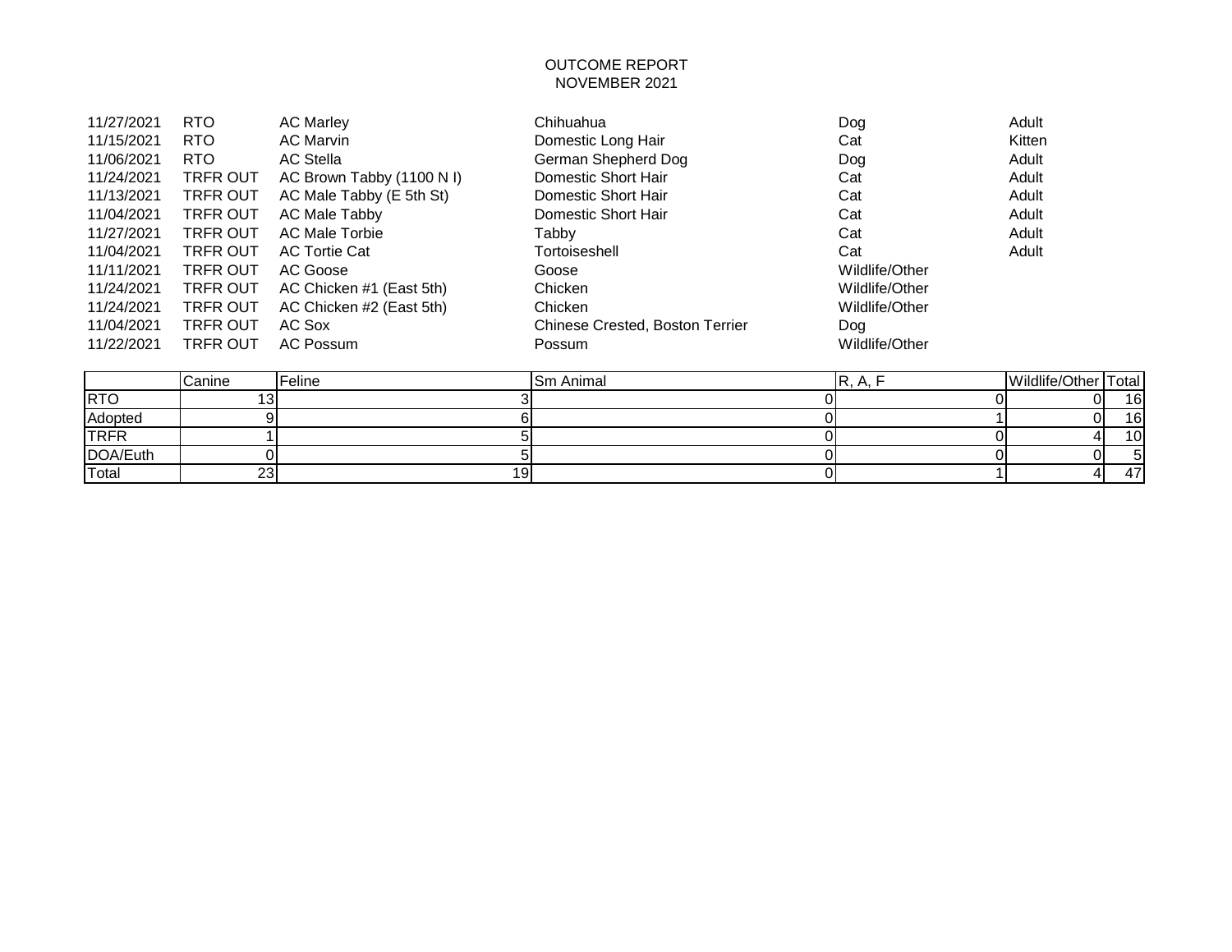OUTCOME REPORT
NOVEMBER 2021

| | | | | | |
|---|---|---|---|---|---|
| 11/27/2021 | RTO | AC Marley | Chihuahua | Dog | Adult |
| 11/15/2021 | RTO | AC Marvin | Domestic Long Hair | Cat | Kitten |
| 11/06/2021 | RTO | AC Stella | German Shepherd Dog | Dog | Adult |
| 11/24/2021 | TRFR OUT | AC Brown Tabby (1100 N I) | Domestic Short Hair | Cat | Adult |
| 11/13/2021 | TRFR OUT | AC Male Tabby (E 5th St) | Domestic Short Hair | Cat | Adult |
| 11/04/2021 | TRFR OUT | AC Male Tabby | Domestic Short Hair | Cat | Adult |
| 11/27/2021 | TRFR OUT | AC Male Torbie | Tabby | Cat | Adult |
| 11/04/2021 | TRFR OUT | AC Tortie Cat | Tortoiseshell | Cat | Adult |
| 11/11/2021 | TRFR OUT | AC Goose | Goose | Wildlife/Other | |
| 11/24/2021 | TRFR OUT | AC Chicken #1 (East 5th) | Chicken | Wildlife/Other | |
| 11/24/2021 | TRFR OUT | AC Chicken #2 (East 5th) | Chicken | Wildlife/Other | |
| 11/04/2021 | TRFR OUT | AC Sox | Chinese Crested, Boston Terrier | Dog | |
| 11/22/2021 | TRFR OUT | AC Possum | Possum | Wildlife/Other | |

| | Canine | Feline | Sm Animal | R, A, F | Wildlife/Other | Total |
|---|---|---|---|---|---|---|
| RTO | 13 | 3 | 0 | 0 | 0 | 16 |
| Adopted | 9 | 6 | 0 | 1 | 0 | 16 |
| TRFR | 1 | 5 | 0 | 0 | 4 | 10 |
| DOA/Euth | 0 | 5 | 0 | 0 | 0 | 5 |
| Total | 23 | 19 | 0 | 1 | 4 | 47 |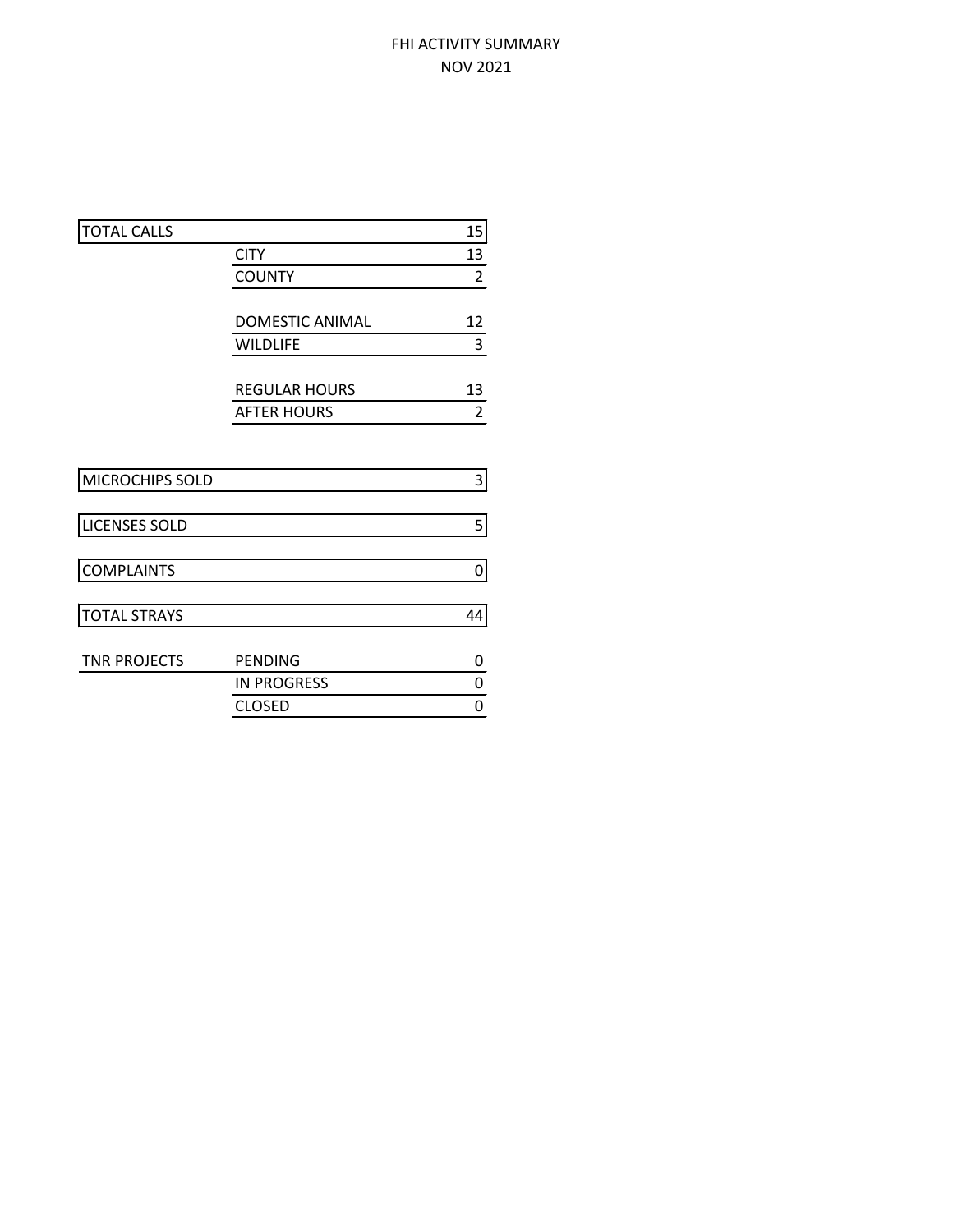# FHI ACTIVITY SUMMARY
## NOV 2021

| | | |
|---|---|---|
| TOTAL CALLS | | 15 |
| | CITY | 13 |
| | COUNTY | 2 |
| | | |
| | DOMESTIC ANIMAL | 12 |
| | WILDLIFE | 3 |
| | | |
| | REGULAR HOURS | 13 |
| | AFTER HOURS | 2 |
| | | |
| MICROCHIPS SOLD | | 3 |
| | | |
| LICENSES SOLD | | 5 |
| | | |
| COMPLAINTS | | 0 |
| | | |
| TOTAL STRAYS | | 44 |
| | | |
| TNR PROJECTS | PENDING | 0 |
| | IN PROGRESS | 0 |
| | CLOSED | 0 |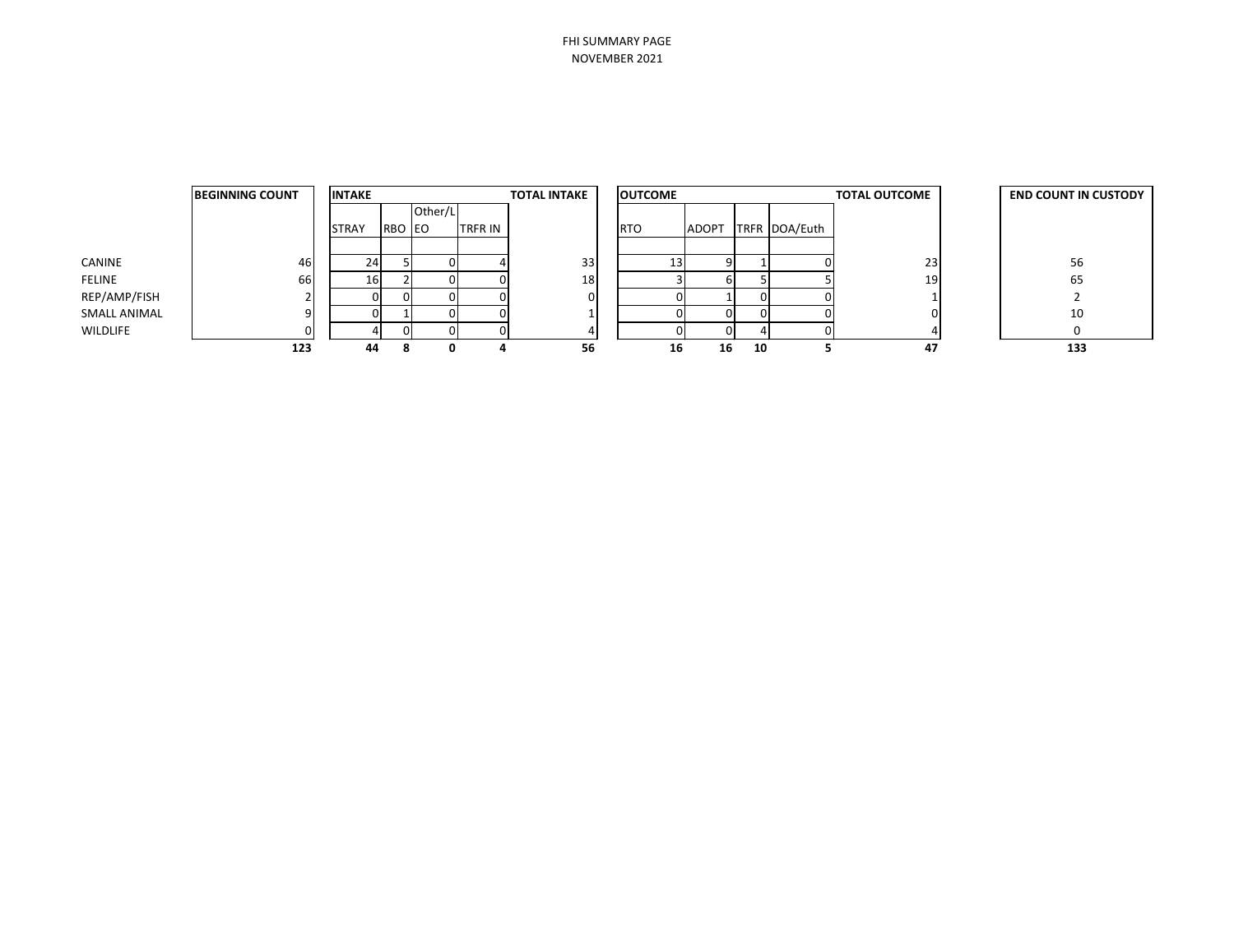FHI SUMMARY PAGE
NOVEMBER 2021

| | BEGINNING COUNT | INTAKE | | | | TOTAL INTAKE | OUTCOME | | | | TOTAL OUTCOME | END COUNT IN CUSTODY |
|---|---|---|---|---|---|---|---|---|---|---|---|---|
| | | STRAY | RBO | Other/LEO | TRFR IN | | RTO | ADOPT | TRFR | DOA/Euth | | |
| CANINE | 46 | 24 | 5 | 0 | 4 | 33 | 13 | 9 | 1 | 0 | 23 | 56 |
| FELINE | 66 | 16 | 2 | 0 | 0 | 18 | 3 | 6 | 5 | 5 | 19 | 65 |
| REP/AMP/FISH | 2 | 0 | 0 | 0 | 0 | 0 | 0 | 1 | 0 | 0 | 1 | 2 |
| SMALL ANIMAL | 9 | 0 | 1 | 0 | 0 | 1 | 0 | 0 | 0 | 0 | 0 | 10 |
| WILDLIFE | 0 | 4 | 0 | 0 | 0 | 4 | 0 | 0 | 4 | 0 | 4 | 0 |
| | **123** | **44** | **8** | **0** | **4** | **56** | **16** | **16** | **10** | **5** | **47** | **133** |